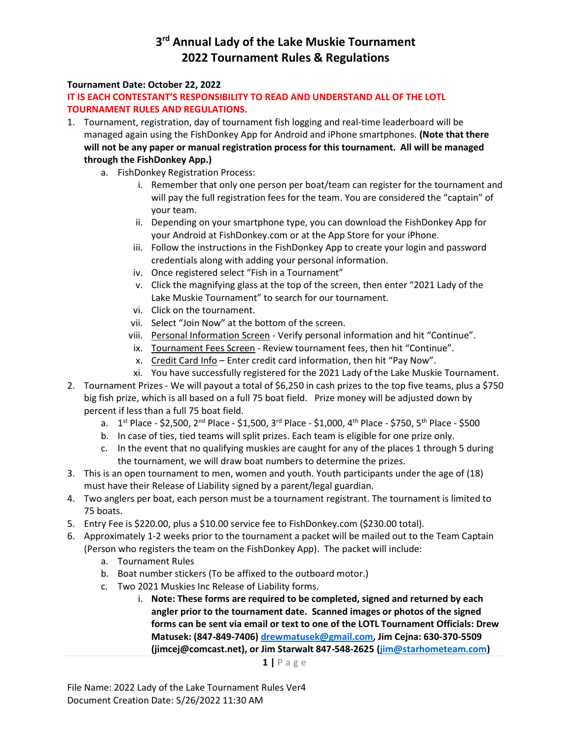# 3rd Annual Lady of the Lake Muskie Tournament
# 2022 Tournament Rules & Regulations

**Tournament Date: October 22, 2022**

**IT IS EACH CONTESTANT'S RESPONSIBILITY TO READ AND UNDERSTAND ALL OF THE LOTL TOURNAMENT RULES AND REGULATIONS.**

1. Tournament, registration, day of tournament fish logging and real-time leaderboard will be managed again using the FishDonkey App for Android and iPhone smartphones. **(Note that there will not be any paper or manual registration process for this tournament. All will be managed through the FishDonkey App.)**
    a. FishDonkey Registration Process:
        i. Remember that only one person per boat/team can register for the tournament and will pay the full registration fees for the team. You are considered the "captain" of your team.
        ii. Depending on your smartphone type, you can download the FishDonkey App for your Android at FishDonkey.com or at the App Store for your iPhone.
        iii. Follow the instructions in the FishDonkey App to create your login and password credentials along with adding your personal information.
        iv. Once registered select "Fish in a Tournament"
        v. Click the magnifying glass at the top of the screen, then enter "2021 Lady of the Lake Muskie Tournament" to search for our tournament.
        vi. Click on the tournament.
        vii. Select "Join Now" at the bottom of the screen.
        viii. Personal Information Screen - Verify personal information and hit "Continue".
        ix. Tournament Fees Screen - Review tournament fees, then hit "Continue".
        x. Credit Card Info – Enter credit card information, then hit "Pay Now".
        xi. You have successfully registered for the 2021 Lady of the Lake Muskie Tournament.
2. Tournament Prizes - We will payout a total of $6,250 in cash prizes to the top five teams, plus a $750 big fish prize, which is all based on a full 75 boat field. Prize money will be adjusted down by percent if less than a full 75 boat field.
    a. 1st Place - $2,500, 2nd Place - $1,500, 3rd Place - $1,000, 4th Place - $750, 5th Place - $500
    b. In case of ties, tied teams will split prizes. Each team is eligible for one prize only.
    c. In the event that no qualifying muskies are caught for any of the places 1 through 5 during the tournament, we will draw boat numbers to determine the prizes.
3. This is an open tournament to men, women and youth. Youth participants under the age of (18) must have their Release of Liability signed by a parent/legal guardian.
4. Two anglers per boat, each person must be a tournament registrant. The tournament is limited to 75 boats.
5. Entry Fee is $220.00, plus a $10.00 service fee to FishDonkey.com ($230.00 total).
6. Approximately 1-2 weeks prior to the tournament a packet will be mailed out to the Team Captain (Person who registers the team on the FishDonkey App). The packet will include:
    a. Tournament Rules
    b. Boat number stickers (To be affixed to the outboard motor.)
    c. Two 2021 Muskies Inc Release of Liability forms.
        i. **Note: These forms are required to be completed, signed and returned by each angler prior to the tournament date. Scanned images or photos of the signed forms can be sent via email or text to one of the LOTL Tournament Officials: Drew Matusek: (847-849-7406) drewmatusek@gmail.com, Jim Cejna: 630-370-5509 (jimcej@comcast.net), or Jim Starwalt 847-548-2625 (jim@starhometeam.com)**

File Name: 2022 Lady of the Lake Tournament Rules Ver4
Document Creation Date: 5/26/2022 11:30 AM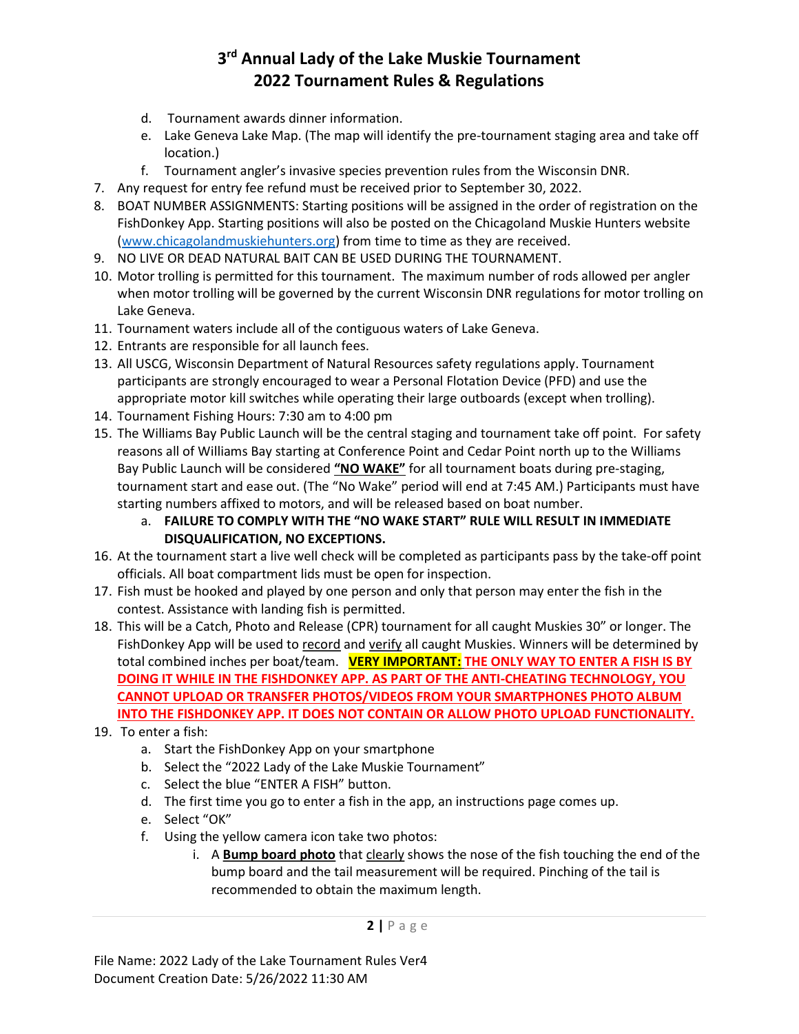d. Tournament awards dinner information.
   e. Lake Geneva Lake Map. (The map will identify the pre-tournament staging area and take off location.)
   f. Tournament angler's invasive species prevention rules from the Wisconsin DNR.
7. Any request for entry fee refund must be received prior to September 30, 2022.
8. BOAT NUMBER ASSIGNMENTS: Starting positions will be assigned in the order of registration on the FishDonkey App. Starting positions will also be posted on the Chicagoland Muskie Hunters website (www.chicagolandmuskiehunters.org) from time to time as they are received.
9. NO LIVE OR DEAD NATURAL BAIT CAN BE USED DURING THE TOURNAMENT.
10. Motor trolling is permitted for this tournament. The maximum number of rods allowed per angler when motor trolling will be governed by the current Wisconsin DNR regulations for motor trolling on Lake Geneva.
11. Tournament waters include all of the contiguous waters of Lake Geneva.
12. Entrants are responsible for all launch fees.
13. All USCG, Wisconsin Department of Natural Resources safety regulations apply. Tournament participants are strongly encouraged to wear a Personal Flotation Device (PFD) and use the appropriate motor kill switches while operating their large outboards (except when trolling).
14. Tournament Fishing Hours: 7:30 am to 4:00 pm
15. The Williams Bay Public Launch will be the central staging and tournament take off point. For safety reasons all of Williams Bay starting at Conference Point and Cedar Point north up to the Williams Bay Public Launch will be considered **"NO WAKE"** for all tournament boats during pre-staging, tournament start and ease out. (The "No Wake" period will end at 7:45 AM.) Participants must have starting numbers affixed to motors, and will be released based on boat number.
    a. **FAILURE TO COMPLY WITH THE "NO WAKE START" RULE WILL RESULT IN IMMEDIATE DISQUALIFICATION, NO EXCEPTIONS.**
16. At the tournament start a live well check will be completed as participants pass by the take-off point officials. All boat compartment lids must be open for inspection.
17. Fish must be hooked and played by one person and only that person may enter the fish in the contest. Assistance with landing fish is permitted.
18. This will be a Catch, Photo and Release (CPR) tournament for all caught Muskies 30" or longer. The FishDonkey App will be used to record and verify all caught Muskies. Winners will be determined by total combined inches per boat/team. **VERY IMPORTANT: THE ONLY WAY TO ENTER A FISH IS BY DOING IT WHILE IN THE FISHDONKEY APP. AS PART OF THE ANTI-CHEATING TECHNOLOGY, YOU CANNOT UPLOAD OR TRANSFER PHOTOS/VIDEOS FROM YOUR SMARTPHONES PHOTO ALBUM INTO THE FISHDONKEY APP. IT DOES NOT CONTAIN OR ALLOW PHOTO UPLOAD FUNCTIONALITY.**
19. To enter a fish:
    a. Start the FishDonkey App on your smartphone
    b. Select the "2022 Lady of the Lake Muskie Tournament"
    c. Select the blue "ENTER A FISH" button.
    d. The first time you go to enter a fish in the app, an instructions page comes up.
    e. Select "OK"
    f. Using the yellow camera icon take two photos:
        i. A **Bump board photo** that clearly shows the nose of the fish touching the end of the bump board and the tail measurement will be required. Pinching of the tail is recommended to obtain the maximum length.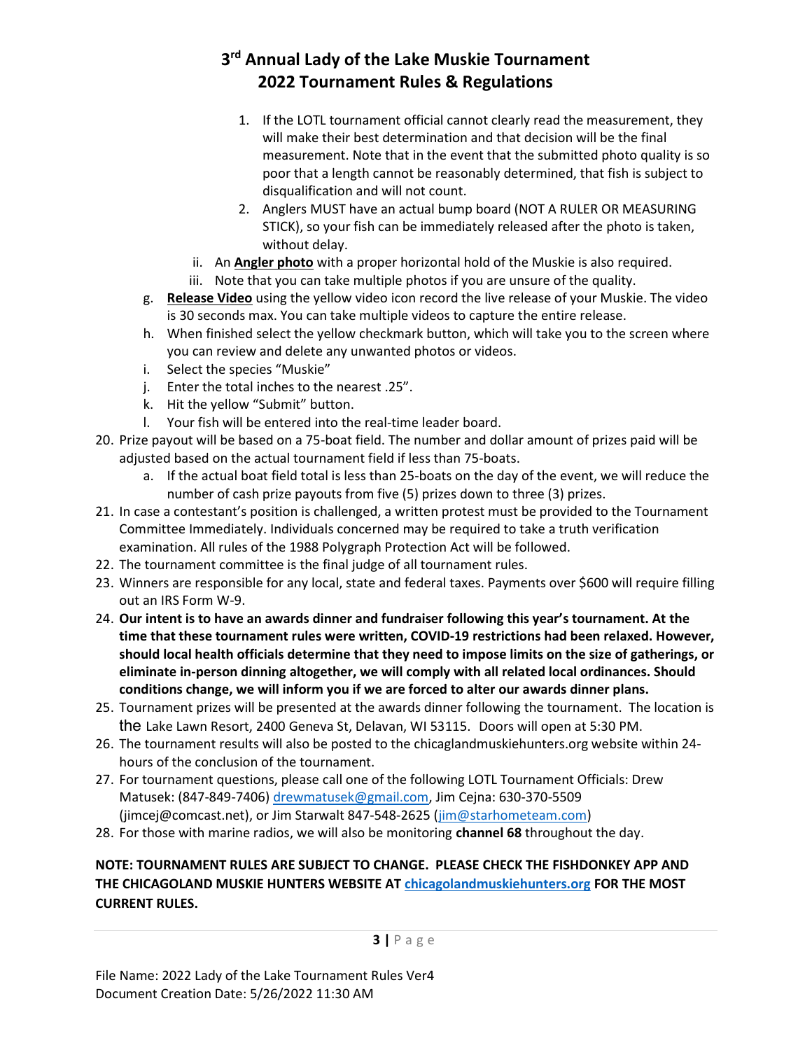# 3rd Annual Lady of the Lake Muskie Tournament
# 2022 Tournament Rules & Regulations

            1. If the LOTL tournament official cannot clearly read the measurement, they will make their best determination and that decision will be the final measurement. Note that in the event that the submitted photo quality is so poor that a length cannot be reasonably determined, that fish is subject to disqualification and will not count.
            2. Anglers MUST have an actual bump board (NOT A RULER OR MEASURING STICK), so your fish can be immediately released after the photo is taken, without delay.
        ii. An **<u>Angler photo</u>** with a proper horizontal hold of the Muskie is also required.
        iii. Note that you can take multiple photos if you are unsure of the quality.
    g. **<u>Release Video</u>** using the yellow video icon record the live release of your Muskie. The video is 30 seconds max. You can take multiple videos to capture the entire release.
    h. When finished select the yellow checkmark button, which will take you to the screen where you can review and delete any unwanted photos or videos.
    i. Select the species "Muskie"
    j. Enter the total inches to the nearest .25".
    k. Hit the yellow "Submit" button.
    l. Your fish will be entered into the real-time leader board.

20. Prize payout will be based on a 75-boat field. The number and dollar amount of prizes paid will be adjusted based on the actual tournament field if less than 75-boats.
    a. If the actual boat field total is less than 25-boats on the day of the event, we will reduce the number of cash prize payouts from five (5) prizes down to three (3) prizes.
21. In case a contestant's position is challenged, a written protest must be provided to the Tournament Committee Immediately. Individuals concerned may be required to take a truth verification examination. All rules of the 1988 Polygraph Protection Act will be followed.
22. The tournament committee is the final judge of all tournament rules.
23. Winners are responsible for any local, state and federal taxes. Payments over $600 will require filling out an IRS Form W-9.
24. **Our intent is to have an awards dinner and fundraiser following this year's tournament. At the time that these tournament rules were written, COVID-19 restrictions had been relaxed. However, should local health officials determine that they need to impose limits on the size of gatherings, or eliminate in-person dinning altogether, we will comply with all related local ordinances. Should conditions change, we will inform you if we are forced to alter our awards dinner plans.**
25. Tournament prizes will be presented at the awards dinner following the tournament. The location is the Lake Lawn Resort, 2400 Geneva St, Delavan, WI 53115. Doors will open at 5:30 PM.
26. The tournament results will also be posted to the chicaglandmuskiehunters.org website within 24-hours of the conclusion of the tournament.
27. For tournament questions, please call one of the following LOTL Tournament Officials: Drew Matusek: (847-849-7406) drewmatusek@gmail.com, Jim Cejna: 630-370-5509 (jimcej@comcast.net), or Jim Starwalt 847-548-2625 (jim@starhometeam.com)
28. For those with marine radios, we will also be monitoring **channel 68** throughout the day.

**NOTE: TOURNAMENT RULES ARE SUBJECT TO CHANGE. PLEASE CHECK THE FISHDONKEY APP AND THE CHICAGOLAND MUSKIE HUNTERS WEBSITE AT chicagolandmuskiehunters.org FOR THE MOST CURRENT RULES.**

File Name: 2022 Lady of the Lake Tournament Rules Ver4
Document Creation Date: 5/26/2022 11:30 AM